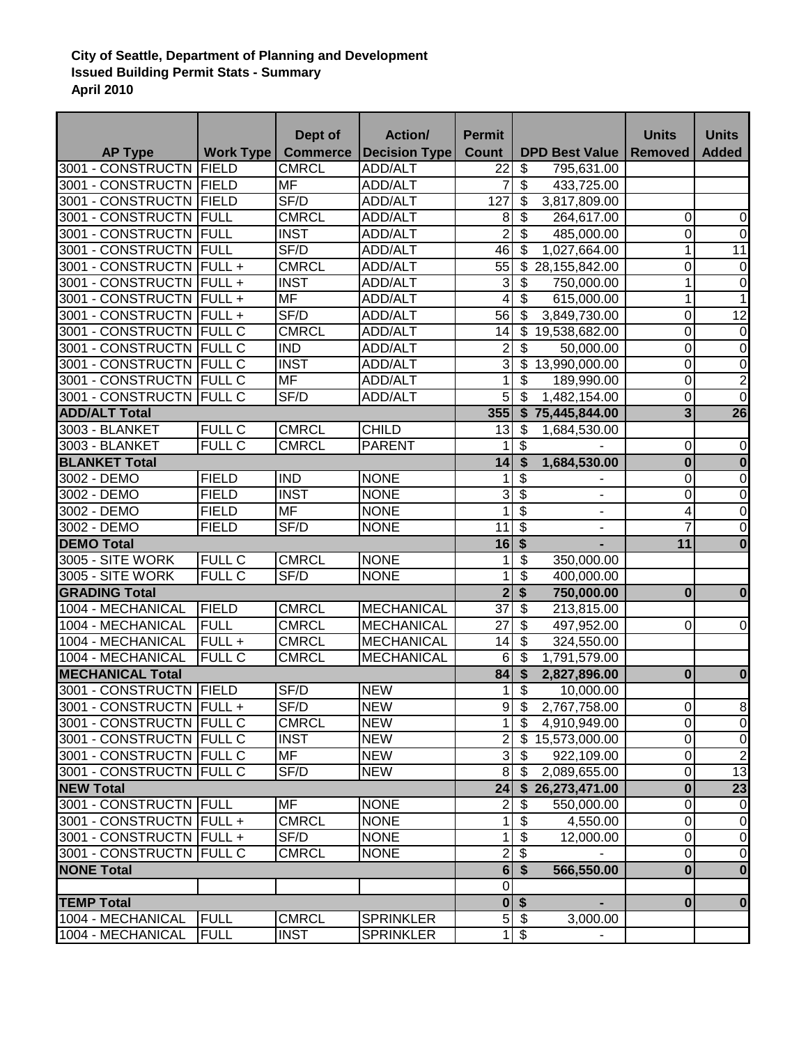**City of Seattle, Department of Planning and Development**
**Issued Building Permit Stats - Summary**
**April 2010**

| AP Type | Work Type | Dept of Commerce | Action/ Decision Type | Permit Count | DPD Best Value | Units Removed | Units Added |
|---|---|---|---|---|---|---|---|
| 3001 - CONSTRUCTN | FIELD | CMRCL | ADD/ALT | 22 | $ 795,631.00 | | |
| 3001 - CONSTRUCTN | FIELD | MF | ADD/ALT | 7 | $ 433,725.00 | | |
| 3001 - CONSTRUCTN | FIELD | SF/D | ADD/ALT | 127 | $ 3,817,809.00 | | |
| 3001 - CONSTRUCTN | FULL | CMRCL | ADD/ALT | 8 | $ 264,617.00 | 0 | 0 |
| 3001 - CONSTRUCTN | FULL | INST | ADD/ALT | 2 | $ 485,000.00 | 0 | 0 |
| 3001 - CONSTRUCTN | FULL | SF/D | ADD/ALT | 46 | $ 1,027,664.00 | 1 | 11 |
| 3001 - CONSTRUCTN | FULL + | CMRCL | ADD/ALT | 55 | $ 28,155,842.00 | 0 | 0 |
| 3001 - CONSTRUCTN | FULL + | INST | ADD/ALT | 3 | $ 750,000.00 | 1 | 0 |
| 3001 - CONSTRUCTN | FULL + | MF | ADD/ALT | 4 | $ 615,000.00 | 1 | 1 |
| 3001 - CONSTRUCTN | FULL + | SF/D | ADD/ALT | 56 | $ 3,849,730.00 | 0 | 12 |
| 3001 - CONSTRUCTN | FULL C | CMRCL | ADD/ALT | 14 | $ 19,538,682.00 | 0 | 0 |
| 3001 - CONSTRUCTN | FULL C | IND | ADD/ALT | 2 | $ 50,000.00 | 0 | 0 |
| 3001 - CONSTRUCTN | FULL C | INST | ADD/ALT | 3 | $ 13,990,000.00 | 0 | 0 |
| 3001 - CONSTRUCTN | FULL C | MF | ADD/ALT | 1 | $ 189,990.00 | 0 | 2 |
| 3001 - CONSTRUCTN | FULL C | SF/D | ADD/ALT | 5 | $ 1,482,154.00 | 0 | 0 |
| **ADD/ALT Total** | | | | **355** | **$ 75,445,844.00** | **3** | **26** |
| 3003 - BLANKET | FULL C | CMRCL | CHILD | 13 | $ 1,684,530.00 | | |
| 3003 - BLANKET | FULL C | CMRCL | PARENT | 1 | $ - | 0 | 0 |
| **BLANKET Total** | | | | **14** | **$ 1,684,530.00** | **0** | **0** |
| 3002 - DEMO | FIELD | IND | NONE | 1 | $ - | 0 | 0 |
| 3002 - DEMO | FIELD | INST | NONE | 3 | $ - | 0 | 0 |
| 3002 - DEMO | FIELD | MF | NONE | 1 | $ - | 4 | 0 |
| 3002 - DEMO | FIELD | SF/D | NONE | 11 | $ - | 7 | 0 |
| **DEMO Total** | | | | **16** | **$ -** | **11** | **0** |
| 3005 - SITE WORK | FULL C | CMRCL | NONE | 1 | $ 350,000.00 | | |
| 3005 - SITE WORK | FULL C | SF/D | NONE | 1 | $ 400,000.00 | | |
| **GRADING Total** | | | | **2** | **$ 750,000.00** | **0** | **0** |
| 1004 - MECHANICAL | FIELD | CMRCL | MECHANICAL | 37 | $ 213,815.00 | | |
| 1004 - MECHANICAL | FULL | CMRCL | MECHANICAL | 27 | $ 497,952.00 | 0 | 0 |
| 1004 - MECHANICAL | FULL + | CMRCL | MECHANICAL | 14 | $ 324,550.00 | | |
| 1004 - MECHANICAL | FULL C | CMRCL | MECHANICAL | 6 | $ 1,791,579.00 | | |
| **MECHANICAL Total** | | | | **84** | **$ 2,827,896.00** | **0** | **0** |
| 3001 - CONSTRUCTN | FIELD | SF/D | NEW | 1 | $ 10,000.00 | | |
| 3001 - CONSTRUCTN | FULL + | SF/D | NEW | 9 | $ 2,767,758.00 | 0 | 8 |
| 3001 - CONSTRUCTN | FULL C | CMRCL | NEW | 1 | $ 4,910,949.00 | 0 | 0 |
| 3001 - CONSTRUCTN | FULL C | INST | NEW | 2 | $ 15,573,000.00 | 0 | 0 |
| 3001 - CONSTRUCTN | FULL C | MF | NEW | 3 | $ 922,109.00 | 0 | 2 |
| 3001 - CONSTRUCTN | FULL C | SF/D | NEW | 8 | $ 2,089,655.00 | 0 | 13 |
| **NEW Total** | | | | **24** | **$ 26,273,471.00** | **0** | **23** |
| 3001 - CONSTRUCTN | FULL | MF | NONE | 2 | $ 550,000.00 | 0 | 0 |
| 3001 - CONSTRUCTN | FULL + | CMRCL | NONE | 1 | $ 4,550.00 | 0 | 0 |
| 3001 - CONSTRUCTN | FULL + | SF/D | NONE | 1 | $ 12,000.00 | 0 | 0 |
| 3001 - CONSTRUCTN | FULL C | CMRCL | NONE | 2 | $ - | 0 | 0 |
| **NONE Total** | | | | **6** | **$ 566,550.00** | **0** | **0** |
| | | | | 0 | | | |
| **TEMP Total** | | | | **0** | **$ -** | **0** | **0** |
| 1004 - MECHANICAL | FULL | CMRCL | SPRINKLER | 5 | $ 3,000.00 | | |
| 1004 - MECHANICAL | FULL | INST | SPRINKLER | 1 | $ - | | |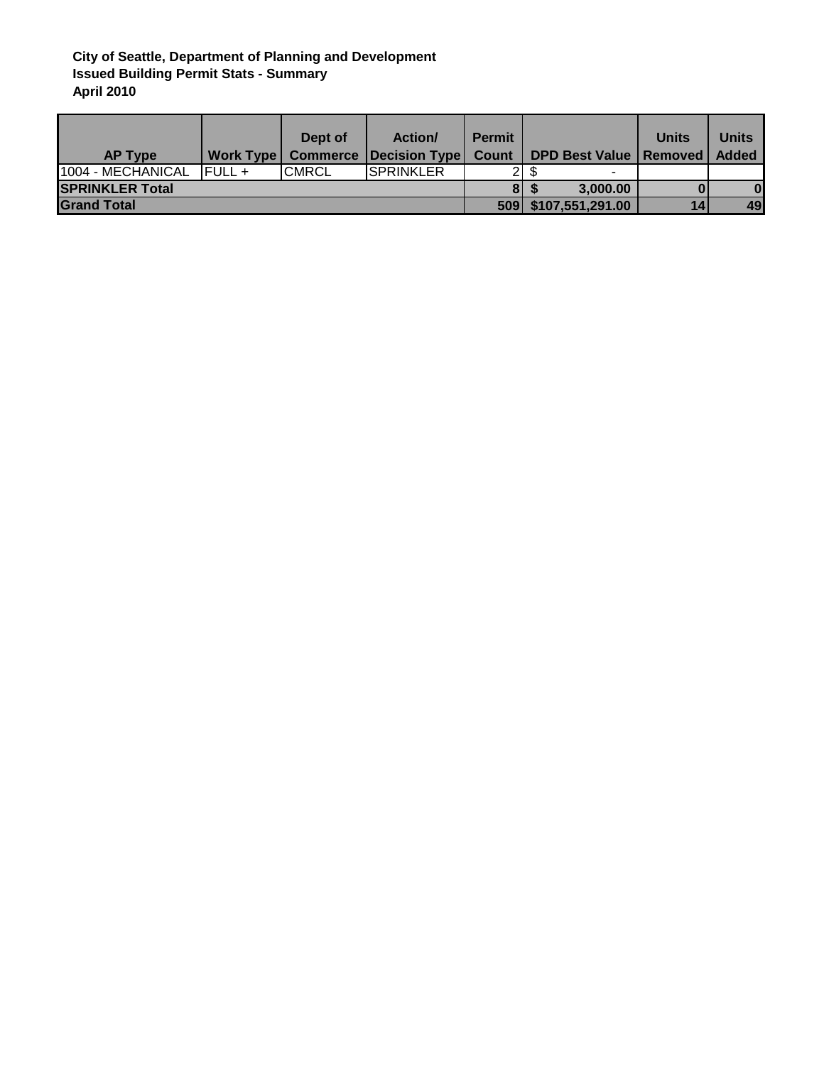**City of Seattle, Department of Planning and Development**
**Issued Building Permit Stats - Summary**
**April 2010**

| AP Type | Work Type | Dept of Commerce | Action/ Decision Type | Permit Count | DPD Best Value | Units Removed | Units Added |
|---|---|---|---|---|---|---|---|
| 1004 - MECHANICAL | FULL + | CMRCL | SPRINKLER | 2 | $ - | | |
| **SPRINKLER Total** | | | | **8** | **$ 3,000.00** | **0** | **0** |
| **Grand Total** | | | | **509** | **$107,551,291.00** | **14** | **49** |